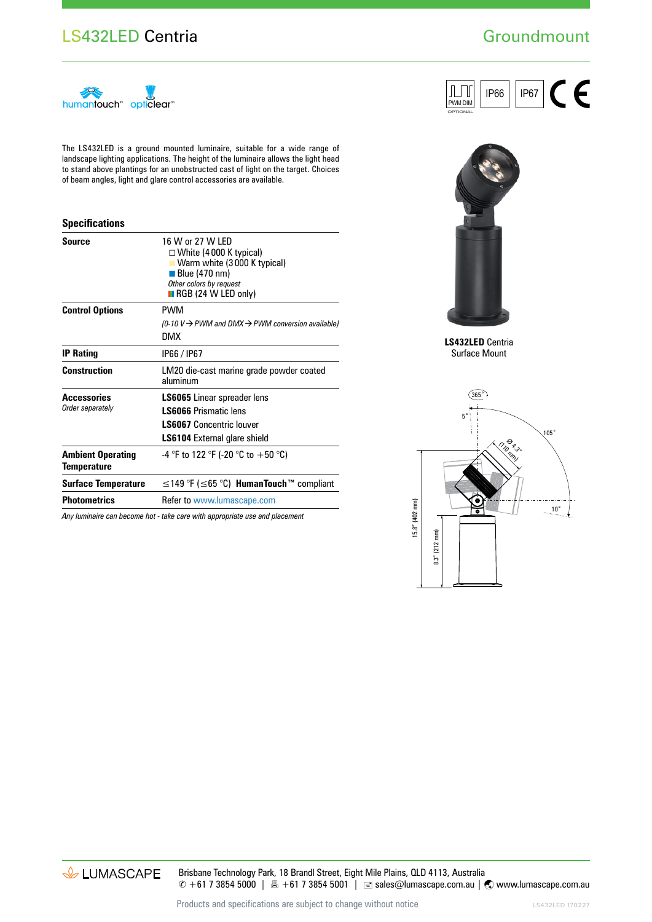# LS432LED Centria

## Groundmount

humantouch™ opticlear™

PWM DIM OPTIONAL | IP66 | IP67 | CE

The LS432LED is a ground mounted luminaire, suitable for a wide range of landscape lighting applications. The height of the luminaire allows the light head to stand above plantings for an unobstructed cast of light on the target. Choices of beam angles, light and glare control accessories are available.

### Specifications

| | |
|---|---|
| **Source** | 16 W or 27 W LED<br>☐ White (4 000 K typical)<br>Warm white (3 000 K typical)<br>Blue (470 nm)<br>*Other colors by request*<br>RGB (24 W LED only) |
| **Control Options** | PWM<br>*(0-10 V → PWM and DMX → PWM conversion available)*<br>DMX |
| **IP Rating** | IP66 / IP67 |
| **Construction** | LM20 die-cast marine grade powder coated aluminum |
| **Accessories**<br>*Order separately* | **LS6065** Linear spreader lens<br>**LS6066** Prismatic lens<br>**LS6067** Concentric louver<br>**LS6104** External glare shield |
| **Ambient Operating Temperature** | -4 °F to 122 °F (-20 °C to +50 °C) |
| **Surface Temperature** | ≤149 °F (≤65 °C) **HumanTouch™** compliant |
| **Photometrics** | Refer to www.lumascape.com |

*Any luminaire can become hot - take care with appropriate use and placement*

**LS432LED** Centria
Surface Mount

365° | 5° | 105° | 10° | Ø 4.3" (110 mm) | 15.8" (402 mm) | 8.3" (212 mm)

LUMASCAPE

Brisbane Technology Park, 18 Brandl Street, Eight Mile Plains, QLD 4113, Australia
✆ +61 7 3854 5000 | 🖷 +61 7 3854 5001 | sales@lumascape.com.au | www.lumascape.com.au

Products and specifications are subject to change without notice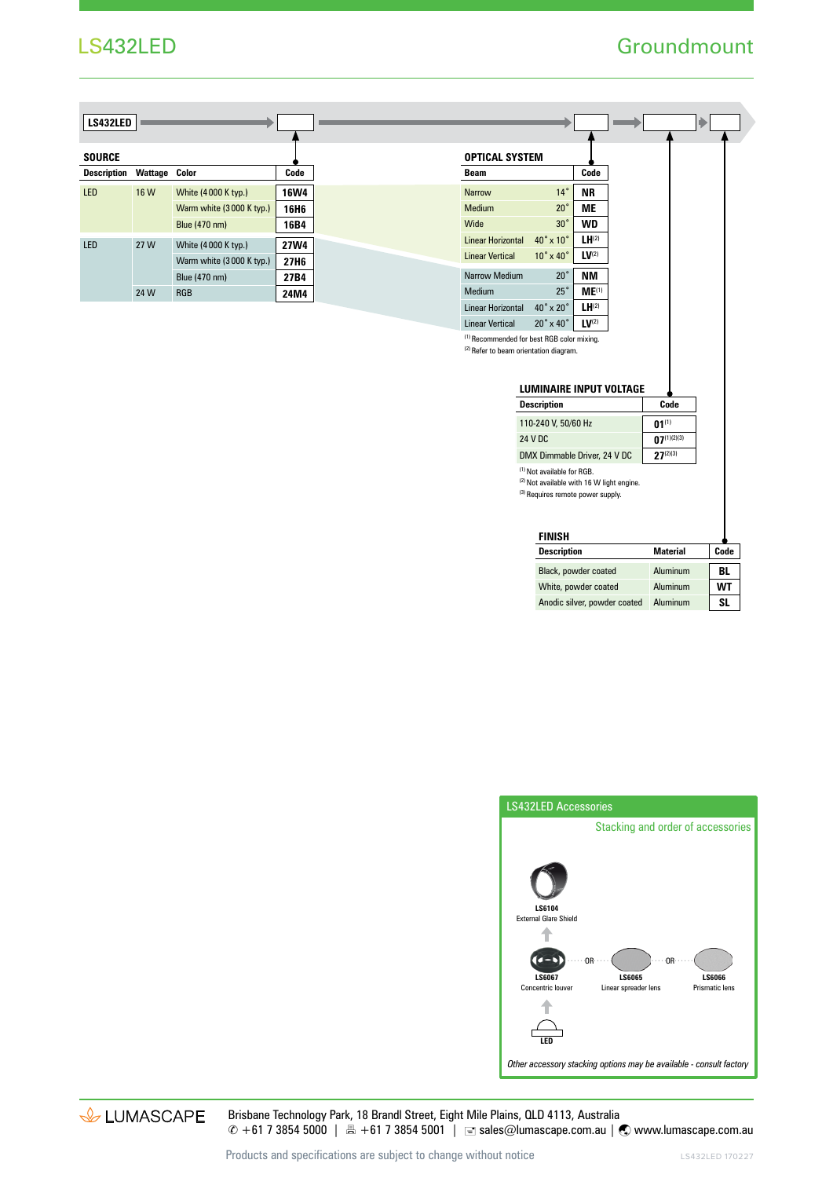# LS432LED

## Groundmount

LS432LED → [ ] → [ ] → [ ] → [ ]

### SOURCE

| Description | Wattage | Color | Code |
|---|---|---|---|
| LED | 16 W | White (4 000 K typ.) | **16W4** |
| | | Warm white (3 000 K typ.) | **16H6** |
| | | Blue (470 nm) | **16B4** |
| LED | 27 W | White (4 000 K typ.) | **27W4** |
| | | Warm white (3 000 K typ.) | **27H6** |
| | | Blue (470 nm) | **27B4** |
| | 24 W | RGB | **24M4** |

### OPTICAL SYSTEM

| Beam | | Code |
|---|---|---|
| Narrow | 14° | **NR** |
| Medium | 20° | **ME** |
| Wide | 30° | **WD** |
| Linear Horizontal | 40° x 10° | **LH**[2] |
| Linear Vertical | 10° x 40° | **LV**[2] |
| Narrow Medium | 20° | **NM** |
| Medium | 25° | **ME**[1] |
| Linear Horizontal | 40° x 20° | **LH**[2] |
| Linear Vertical | 20° x 40° | **LV**[2] |

[1] Recommended for best RGB color mixing.
[2] Refer to beam orientation diagram.

### LUMINAIRE INPUT VOLTAGE

| Description | Code |
|---|---|
| 110-240 V, 50/60 Hz | **01**[1] |
| 24 V DC | **07**[1][2][3] |
| DMX Dimmable Driver, 24 V DC | **27**[2][3] |

[1] Not available for RGB.
[2] Not available with 16 W light engine.
[3] Requires remote power supply.

### FINISH

| Description | Material | Code |
|---|---|---|
| Black, powder coated | Aluminum | **BL** |
| White, powder coated | Aluminum | **WT** |
| Anodic silver, powder coated | Aluminum | **SL** |

### LS432LED Accessories

Stacking and order of accessories

**LS6104** External Glare Shield

↑

**LS6067** Concentric louver ··· OR ··· **LS6065** Linear spreader lens ··· OR ··· **LS6066** Prismatic lens

↑

**LED**

*Other accessory stacking options may be available - consult factory*

LUMASCAPE

Brisbane Technology Park, 18 Brandl Street, Eight Mile Plains, QLD 4113, Australia
✆ +61 7 3854 5000 | 🖷 +61 7 3854 5001 | sales@lumascape.com.au | www.lumascape.com.au

Products and specifications are subject to change without notice

LS432LED 170227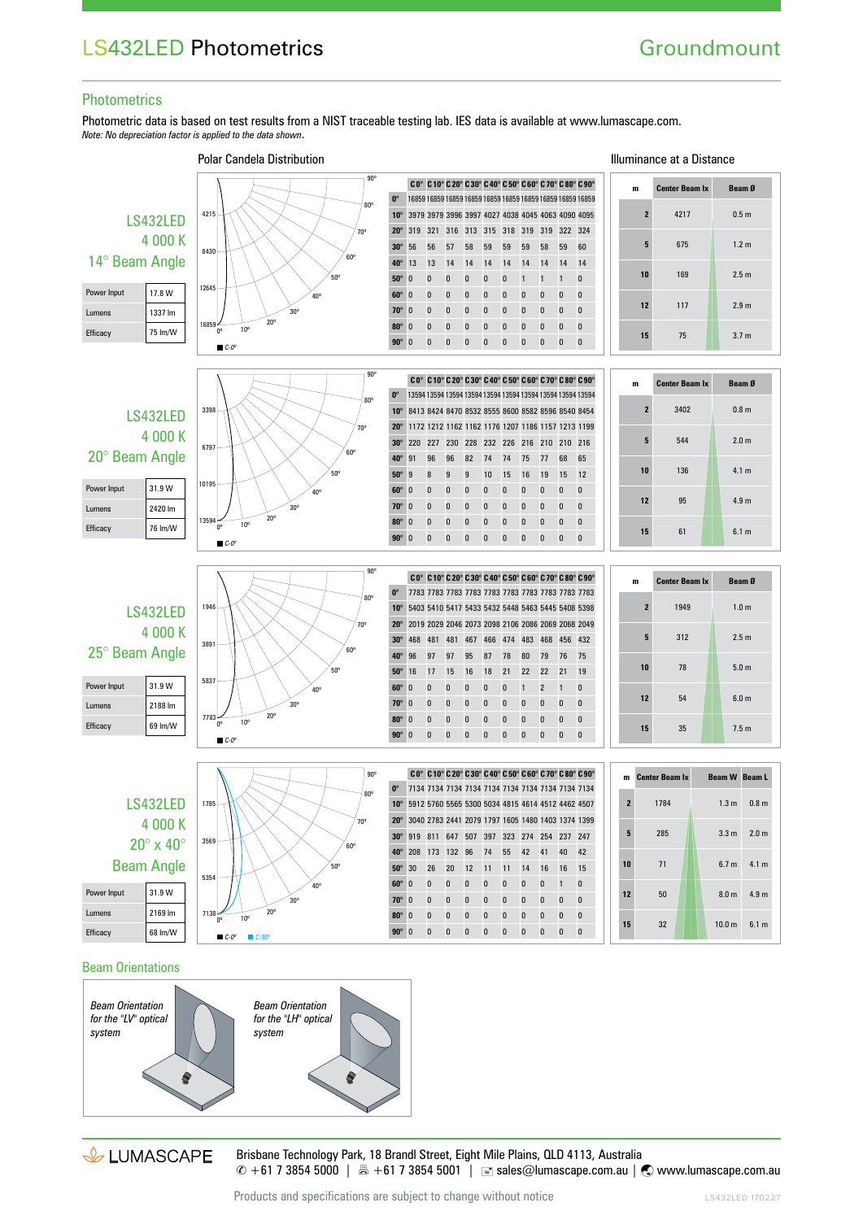# LS432LED Photometrics

Groundmount

## Photometrics

Photometric data is based on test results from a NIST traceable testing lab. IES data is available at www.lumascape.com.

*Note: No depreciation factor is applied to the data shown.*

Polar Candela Distribution

Illuminance at a Distance

### LS432LED 4 000 K 14° Beam Angle

| | |
|---|---|
| Power Input | 17.8 W |
| Lumens | 1337 lm |
| Efficacy | 75 lm/W |

4215
8430
12645
16859
0° 10° 20° 30° 40° 50° 60° 70° 80° 90°
C-0°

| | C0° | C10° | C20° | C30° | C40° | C50° | C60° | C70° | C80° | C90° |
|---|---|---|---|---|---|---|---|---|---|---|
| 0° | 16859 | 16859 | 16859 | 16859 | 16859 | 16859 | 16859 | 16859 | 16859 | 16859 |
| 10° | 3979 | 3979 | 3996 | 3997 | 4027 | 4038 | 4045 | 4063 | 4090 | 4095 |
| 20° | 319 | 321 | 316 | 313 | 315 | 318 | 319 | 319 | 322 | 324 |
| 30° | 56 | 56 | 57 | 58 | 59 | 59 | 59 | 58 | 59 | 60 |
| 40° | 13 | 13 | 14 | 14 | 14 | 14 | 14 | 14 | 14 | 14 |
| 50° | 0 | 0 | 0 | 0 | 0 | 0 | 1 | 1 | 1 | 0 |
| 60° | 0 | 0 | 0 | 0 | 0 | 0 | 0 | 0 | 0 | 0 |
| 70° | 0 | 0 | 0 | 0 | 0 | 0 | 0 | 0 | 0 | 0 |
| 80° | 0 | 0 | 0 | 0 | 0 | 0 | 0 | 0 | 0 | 0 |
| 90° | 0 | 0 | 0 | 0 | 0 | 0 | 0 | 0 | 0 | 0 |

| m | Center Beam lx | Beam Ø |
|---|---|---|
| 2 | 4217 | 0.5 m |
| 5 | 675 | 1.2 m |
| 10 | 169 | 2.5 m |
| 12 | 117 | 2.9 m |
| 15 | 75 | 3.7 m |

### LS432LED 4 000 K 20° Beam Angle

| | |
|---|---|
| Power Input | 31.9 W |
| Lumens | 2420 lm |
| Efficacy | 76 lm/W |

3398
6797
10195
13594
0° 10° 20° 30° 40° 50° 60° 70° 80° 90°
C-0°

| | C0° | C10° | C20° | C30° | C40° | C50° | C60° | C70° | C80° | C90° |
|---|---|---|---|---|---|---|---|---|---|---|
| 0° | 13594 | 13594 | 13594 | 13594 | 13594 | 13594 | 13594 | 13594 | 13594 | 13594 |
| 10° | 8413 | 8424 | 8470 | 8532 | 8555 | 8600 | 8582 | 8596 | 8540 | 8454 |
| 20° | 1172 | 1212 | 1162 | 1162 | 1176 | 1207 | 1186 | 1157 | 1213 | 1199 |
| 30° | 220 | 227 | 230 | 228 | 232 | 226 | 216 | 210 | 210 | 216 |
| 40° | 91 | 96 | 96 | 82 | 74 | 74 | 75 | 77 | 68 | 65 |
| 50° | 9 | 8 | 9 | 9 | 10 | 15 | 16 | 19 | 15 | 12 |
| 60° | 0 | 0 | 0 | 0 | 0 | 0 | 0 | 0 | 0 | 0 |
| 70° | 0 | 0 | 0 | 0 | 0 | 0 | 0 | 0 | 0 | 0 |
| 80° | 0 | 0 | 0 | 0 | 0 | 0 | 0 | 0 | 0 | 0 |
| 90° | 0 | 0 | 0 | 0 | 0 | 0 | 0 | 0 | 0 | 0 |

| m | Center Beam lx | Beam Ø |
|---|---|---|
| 2 | 3402 | 0.8 m |
| 5 | 544 | 2.0 m |
| 10 | 136 | 4.1 m |
| 12 | 95 | 4.9 m |
| 15 | 61 | 6.1 m |

### LS432LED 4 000 K 25° Beam Angle

| | |
|---|---|
| Power Input | 31.9 W |
| Lumens | 2188 lm |
| Efficacy | 69 lm/W |

1946
3891
5837
7783
0° 10° 20° 30° 40° 50° 60° 70° 80° 90°
C-0°

| | C0° | C10° | C20° | C30° | C40° | C50° | C60° | C70° | C80° | C90° |
|---|---|---|---|---|---|---|---|---|---|---|
| 0° | 7783 | 7783 | 7783 | 7783 | 7783 | 7783 | 7783 | 7783 | 7783 | 7783 |
| 10° | 5403 | 5410 | 5417 | 5433 | 5432 | 5448 | 5463 | 5445 | 5408 | 5398 |
| 20° | 2019 | 2029 | 2046 | 2073 | 2098 | 2106 | 2086 | 2069 | 2068 | 2049 |
| 30° | 468 | 481 | 481 | 467 | 466 | 474 | 483 | 468 | 456 | 432 |
| 40° | 96 | 97 | 97 | 95 | 87 | 78 | 80 | 79 | 76 | 75 |
| 50° | 16 | 17 | 15 | 16 | 18 | 21 | 22 | 22 | 21 | 19 |
| 60° | 0 | 0 | 0 | 0 | 0 | 0 | 0 | 0 | 0 | 0 |
| 70° | 0 | 0 | 0 | 0 | 0 | 0 | 0 | 0 | 0 | 0 |
| 80° | 0 | 0 | 0 | 0 | 0 | 0 | 0 | 0 | 0 | 0 |
| 90° | 0 | 0 | 0 | 0 | 0 | 0 | 0 | 0 | 0 | 0 |

| m | Center Beam lx | Beam Ø |
|---|---|---|
| 2 | 1949 | 1.0 m |
| 5 | 312 | 2.5 m |
| 10 | 78 | 5.0 m |
| 12 | 54 | 6.0 m |
| 15 | 35 | 7.5 m |

### LS432LED 4 000 K 20° x 40° Beam Angle

| | |
|---|---|
| Power Input | 31.9 W |
| Lumens | 2169 lm |
| Efficacy | 68 lm/W |

1785
3569
5354
7138
0° 10° 20° 30° 40° 50° 60° 70° 80° 90°
C-0° C-90°

| | C0° | C10° | C20° | C30° | C40° | C50° | C60° | C70° | C80° | C90° |
|---|---|---|---|---|---|---|---|---|---|---|
| 0° | 7134 | 7134 | 7134 | 7134 | 7134 | 7134 | 7134 | 7134 | 7134 | 7134 |
| 10° | 5912 | 5760 | 5565 | 5300 | 5034 | 4815 | 4614 | 4512 | 4462 | 4507 |
| 20° | 3040 | 2783 | 2441 | 2079 | 1797 | 1605 | 1480 | 1403 | 1374 | 1399 |
| 30° | 919 | 811 | 647 | 507 | 397 | 323 | 274 | 254 | 237 | 247 |
| 40° | 208 | 173 | 132 | 96 | 74 | 55 | 42 | 41 | 40 | 42 |
| 50° | 30 | 26 | 20 | 12 | 11 | 11 | 14 | 16 | 16 | 15 |
| 60° | 0 | 0 | 0 | 0 | 0 | 0 | 0 | 0 | 1 | 0 |
| 70° | 0 | 0 | 0 | 0 | 0 | 0 | 0 | 0 | 0 | 0 |
| 80° | 0 | 0 | 0 | 0 | 0 | 0 | 0 | 0 | 0 | 0 |
| 90° | 0 | 0 | 0 | 0 | 0 | 0 | 0 | 0 | 0 | 0 |

| m | Center Beam lx | Beam W | Beam L |
|---|---|---|---|
| 2 | 1784 | 1.3 m | 0.8 m |
| 5 | 285 | 3.3 m | 2.0 m |
| 10 | 71 | 6.7 m | 4.1 m |
| 12 | 50 | 8.0 m | 4.9 m |
| 15 | 32 | 10.0 m | 6.1 m |

## Beam Orientations

*Beam Orientation for the "LV" optical system*

*Beam Orientation for the "LH" optical system*

LUMASCAPE

Brisbane Technology Park, 18 Brandl Street, Eight Mile Plains, QLD 4113, Australia
+61 7 3854 5000 | +61 7 3854 5001 | sales@lumascape.com.au | www.lumascape.com.au

Products and specifications are subject to change without notice

LS432LED 170227